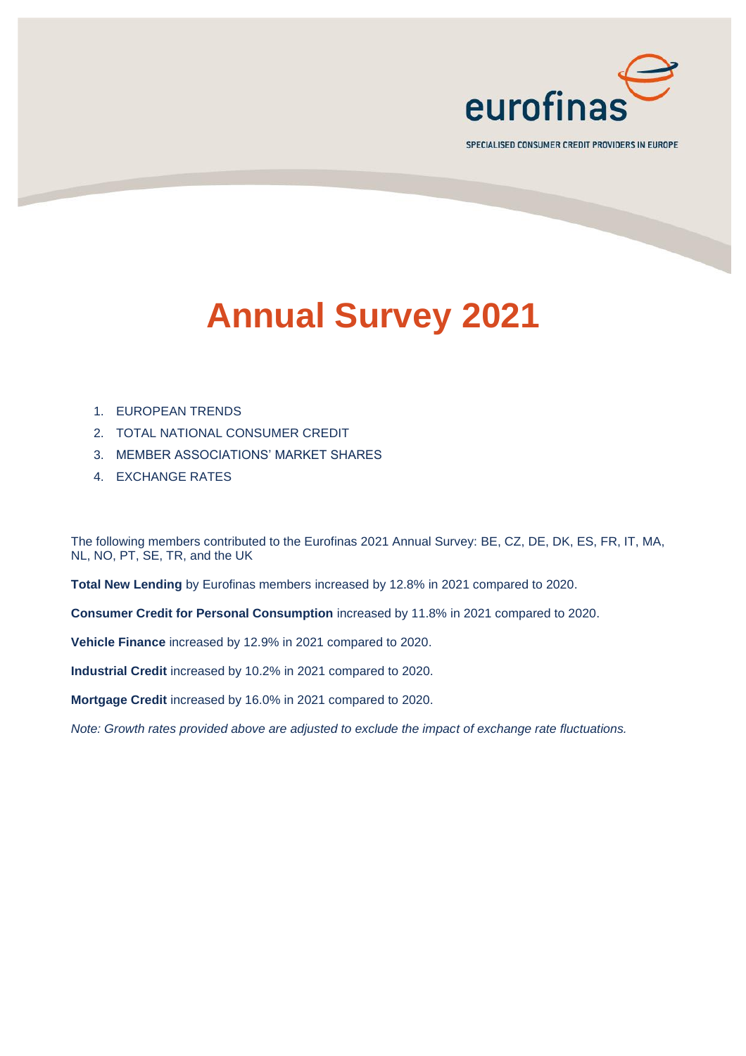eurofinas

SPECIALISED CONSUMER CREDIT PROVIDERS IN EUROPE

# Annual Survey 2021

1. EUROPEAN TRENDS
2. TOTAL NATIONAL CONSUMER CREDIT
3. MEMBER ASSOCIATIONS' MARKET SHARES
4. EXCHANGE RATES

The following members contributed to the Eurofinas 2021 Annual Survey: BE, CZ, DE, DK, ES, FR, IT, MA, NL, NO, PT, SE, TR, and the UK

**Total New Lending** by Eurofinas members increased by 12.8% in 2021 compared to 2020.

**Consumer Credit for Personal Consumption** increased by 11.8% in 2021 compared to 2020.

**Vehicle Finance** increased by 12.9% in 2021 compared to 2020.

**Industrial Credit** increased by 10.2% in 2021 compared to 2020.

**Mortgage Credit** increased by 16.0% in 2021 compared to 2020.

*Note: Growth rates provided above are adjusted to exclude the impact of exchange rate fluctuations.*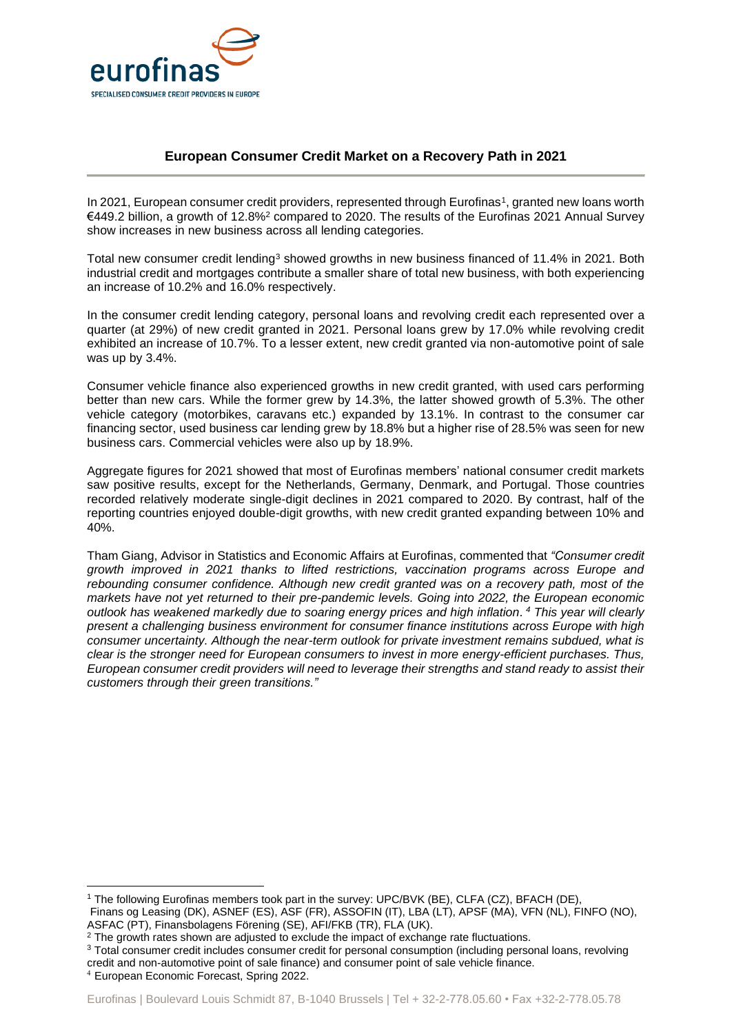## European Consumer Credit Market on a Recovery Path in 2021

In 2021, European consumer credit providers, represented through Eurofinas[1], granted new loans worth €449.2 billion, a growth of 12.8%[2] compared to 2020. The results of the Eurofinas 2021 Annual Survey show increases in new business across all lending categories.

Total new consumer credit lending[3] showed growths in new business financed of 11.4% in 2021. Both industrial credit and mortgages contribute a smaller share of total new business, with both experiencing an increase of 10.2% and 16.0% respectively.

In the consumer credit lending category, personal loans and revolving credit each represented over a quarter (at 29%) of new credit granted in 2021. Personal loans grew by 17.0% while revolving credit exhibited an increase of 10.7%. To a lesser extent, new credit granted via non-automotive point of sale was up by 3.4%.

Consumer vehicle finance also experienced growths in new credit granted, with used cars performing better than new cars. While the former grew by 14.3%, the latter showed growth of 5.3%. The other vehicle category (motorbikes, caravans etc.) expanded by 13.1%. In contrast to the consumer car financing sector, used business car lending grew by 18.8% but a higher rise of 28.5% was seen for new business cars. Commercial vehicles were also up by 18.9%.

Aggregate figures for 2021 showed that most of Eurofinas members' national consumer credit markets saw positive results, except for the Netherlands, Germany, Denmark, and Portugal. Those countries recorded relatively moderate single-digit declines in 2021 compared to 2020. By contrast, half of the reporting countries enjoyed double-digit growths, with new credit granted expanding between 10% and 40%.

Tham Giang, Advisor in Statistics and Economic Affairs at Eurofinas, commented that *"Consumer credit growth improved in 2021 thanks to lifted restrictions, vaccination programs across Europe and rebounding consumer confidence. Although new credit granted was on a recovery path, most of the markets have not yet returned to their pre-pandemic levels. Going into 2022, the European economic outlook has weakened markedly due to soaring energy prices and high inflation.[4] This year will clearly present a challenging business environment for consumer finance institutions across Europe with high consumer uncertainty. Although the near-term outlook for private investment remains subdued, what is clear is the stronger need for European consumers to invest in more energy-efficient purchases. Thus, European consumer credit providers will need to leverage their strengths and stand ready to assist their customers through their green transitions."*

---

[1] The following Eurofinas members took part in the survey: UPC/BVK (BE), CLFA (CZ), BFACH (DE), Finans og Leasing (DK), ASNEF (ES), ASF (FR), ASSOFIN (IT), LBA (LT), APSF (MA), VFN (NL), FINFO (NO), ASFAC (PT), Finansbolagens Förening (SE), AFI/FKB (TR), FLA (UK).

[2] The growth rates shown are adjusted to exclude the impact of exchange rate fluctuations.

[3] Total consumer credit includes consumer credit for personal consumption (including personal loans, revolving credit and non-automotive point of sale finance) and consumer point of sale vehicle finance.

[4] European Economic Forecast, Spring 2022.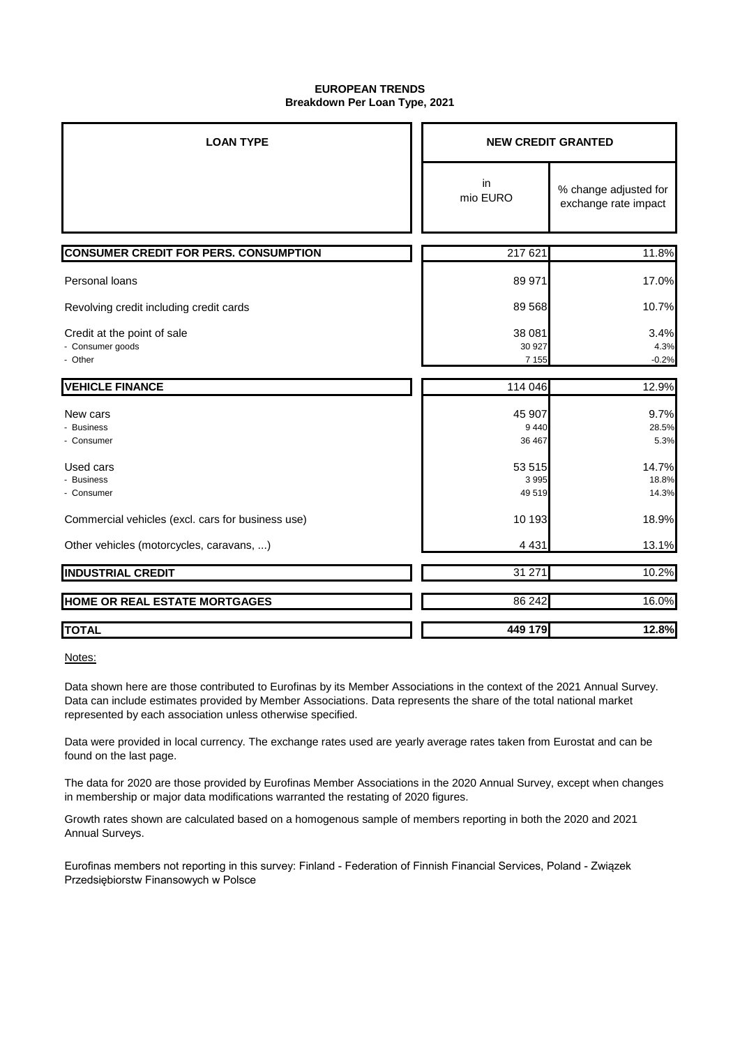# EUROPEAN TRENDS
## Breakdown Per Loan Type, 2021

| LOAN TYPE | NEW CREDIT GRANTED | |
|---|---|---|
| | in mio EURO | % change adjusted for exchange rate impact |
| **CONSUMER CREDIT FOR PERS. CONSUMPTION** | 217 621 | 11.8% |
| Personal loans | 89 971 | 17.0% |
| Revolving credit including credit cards | 89 568 | 10.7% |
| Credit at the point of sale | 38 081 | 3.4% |
| - Consumer goods | 30 927 | 4.3% |
| - Other | 7 155 | -0.2% |
| **VEHICLE FINANCE** | 114 046 | 12.9% |
| New cars | 45 907 | 9.7% |
| - Business | 9 440 | 28.5% |
| - Consumer | 36 467 | 5.3% |
| Used cars | 53 515 | 14.7% |
| - Business | 3 995 | 18.8% |
| - Consumer | 49 519 | 14.3% |
| Commercial vehicles (excl. cars for business use) | 10 193 | 18.9% |
| Other vehicles (motorcycles, caravans, ...) | 4 431 | 13.1% |
| **INDUSTRIAL CREDIT** | 31 271 | 10.2% |
| **HOME OR REAL ESTATE MORTGAGES** | 86 242 | 16.0% |
| **TOTAL** | **449 179** | **12.8%** |

Notes:

Data shown here are those contributed to Eurofinas by its Member Associations in the context of the 2021 Annual Survey. Data can include estimates provided by Member Associations. Data represents the share of the total national market represented by each association unless otherwise specified.

Data were provided in local currency. The exchange rates used are yearly average rates taken from Eurostat and can be found on the last page.

The data for 2020 are those provided by Eurofinas Member Associations in the 2020 Annual Survey, except when changes in membership or major data modifications warranted the restating of 2020 figures.

Growth rates shown are calculated based on a homogenous sample of members reporting in both the 2020 and 2021 Annual Surveys.

Eurofinas members not reporting in this survey: Finland - Federation of Finnish Financial Services, Poland - Związek Przedsiębiorstw Finansowych w Polsce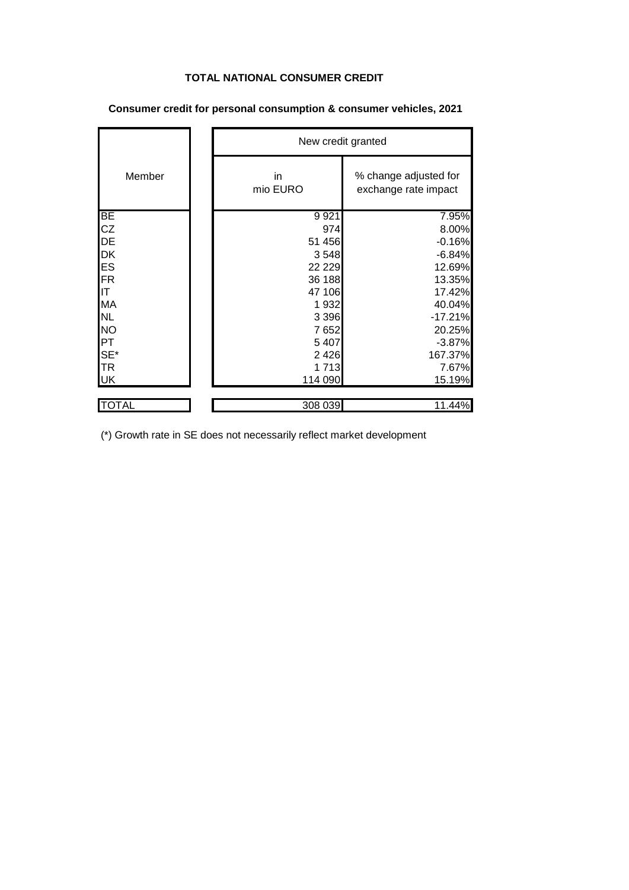# TOTAL NATIONAL CONSUMER CREDIT

## Consumer credit for personal consumption & consumer vehicles, 2021

| Member | New credit granted | |
|---|---|---|
| | in mio EURO | % change adjusted for exchange rate impact |
| BE | 9 921 | 7.95% |
| CZ | 974 | 8.00% |
| DE | 51 456 | -0.16% |
| DK | 3 548 | -6.84% |
| ES | 22 229 | 12.69% |
| FR | 36 188 | 13.35% |
| IT | 47 106 | 17.42% |
| MA | 1 932 | 40.04% |
| NL | 3 396 | -17.21% |
| NO | 7 652 | 20.25% |
| PT | 5 407 | -3.87% |
| SE* | 2 426 | 167.37% |
| TR | 1 713 | 7.67% |
| UK | 114 090 | 15.19% |
| TOTAL | 308 039 | 11.44% |

(*) Growth rate in SE does not necessarily reflect market development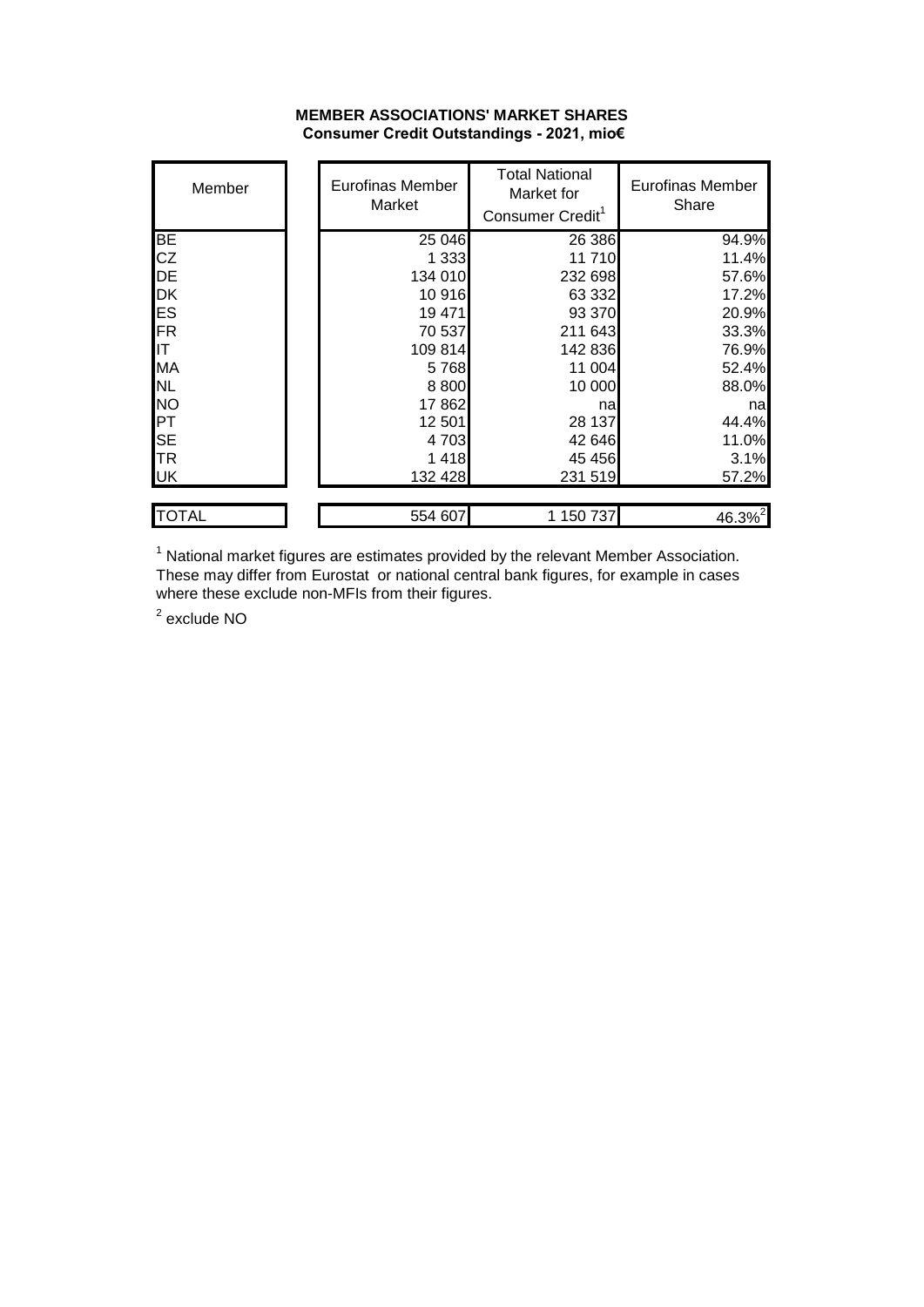**MEMBER ASSOCIATIONS' MARKET SHARES**
**Consumer Credit Outstandings - 2021, mio€**

| Member | Eurofinas Member Market | Total National Market for Consumer Credit[1] | Eurofinas Member Share |
|---|---|---|---|
| BE | 25 046 | 26 386 | 94.9% |
| CZ | 1 333 | 11 710 | 11.4% |
| DE | 134 010 | 232 698 | 57.6% |
| DK | 10 916 | 63 332 | 17.2% |
| ES | 19 471 | 93 370 | 20.9% |
| FR | 70 537 | 211 643 | 33.3% |
| IT | 109 814 | 142 836 | 76.9% |
| MA | 5 768 | 11 004 | 52.4% |
| NL | 8 800 | 10 000 | 88.0% |
| NO | 17 862 | na | na |
| PT | 12 501 | 28 137 | 44.4% |
| SE | 4 703 | 42 646 | 11.0% |
| TR | 1 418 | 45 456 | 3.1% |
| UK | 132 428 | 231 519 | 57.2% |
| TOTAL | 554 607 | 1 150 737 | 46.3%[2] |

[1] National market figures are estimates provided by the relevant Member Association. These may differ from Eurostat or national central bank figures, for example in cases where these exclude non-MFIs from their figures.

[2] exclude NO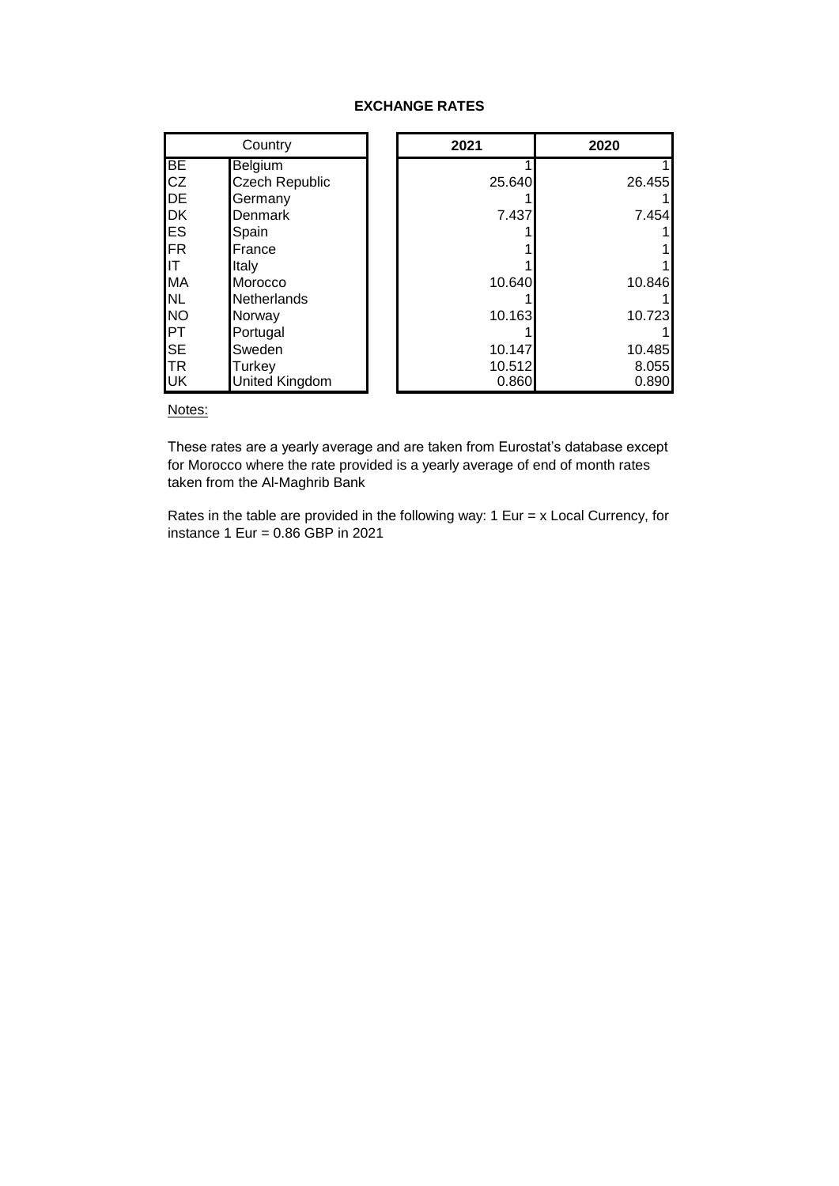**EXCHANGE RATES**

| Country | | 2021 | 2020 |
|---|---|---|---|
| BE | Belgium | 1 | 1 |
| CZ | Czech Republic | 25.640 | 26.455 |
| DE | Germany | 1 | 1 |
| DK | Denmark | 7.437 | 7.454 |
| ES | Spain | 1 | 1 |
| FR | France | 1 | 1 |
| IT | Italy | 1 | 1 |
| MA | Morocco | 10.640 | 10.846 |
| NL | Netherlands | 1 | 1 |
| NO | Norway | 10.163 | 10.723 |
| PT | Portugal | 1 | 1 |
| SE | Sweden | 10.147 | 10.485 |
| TR | Turkey | 10.512 | 8.055 |
| UK | United Kingdom | 0.860 | 0.890 |

Notes:

These rates are a yearly average and are taken from Eurostat's database except for Morocco where the rate provided is a yearly average of end of month rates taken from the Al-Maghrib Bank

Rates in the table are provided in the following way: 1 Eur = x Local Currency, for instance 1 Eur = 0.86 GBP in 2021